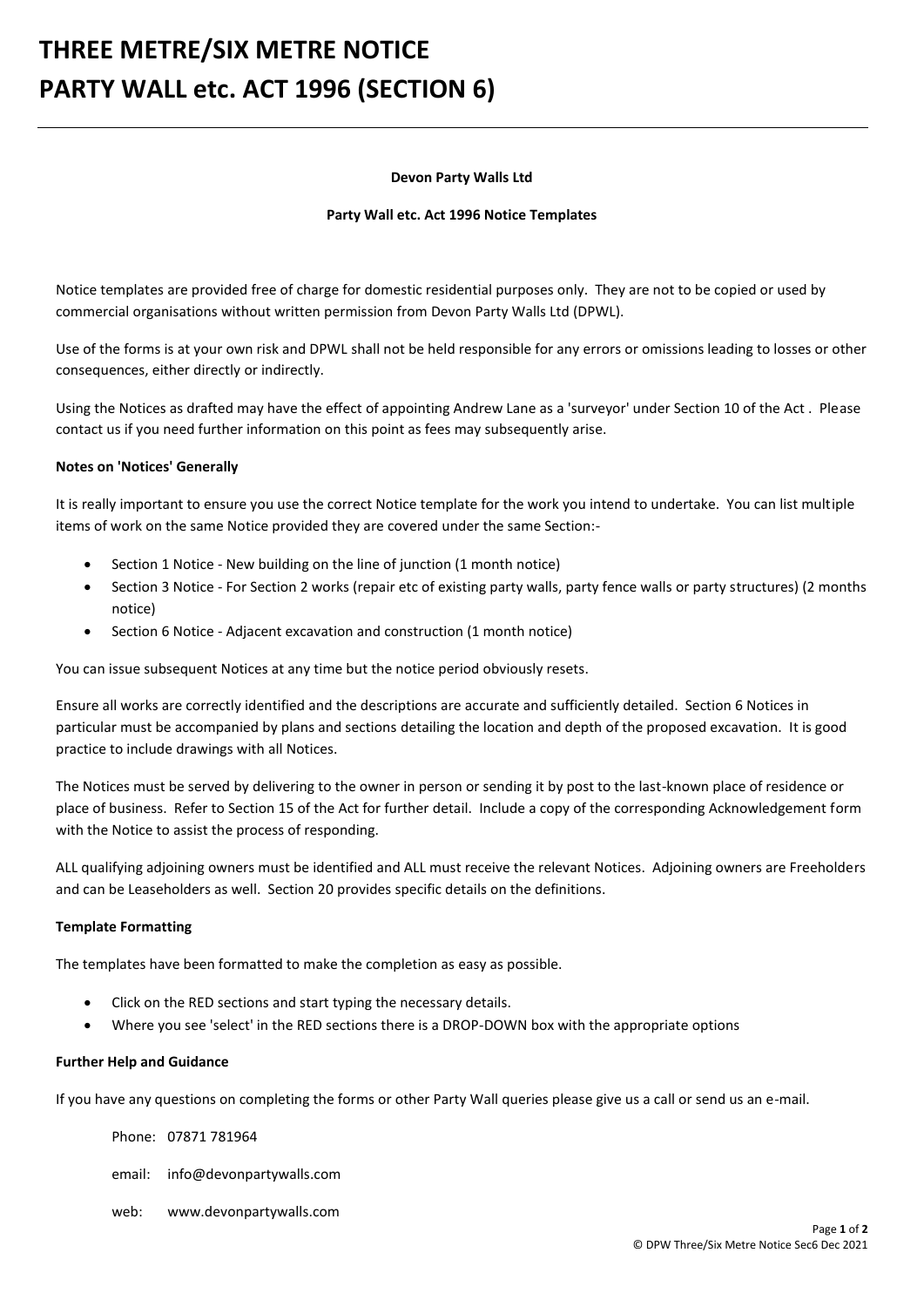# THREE METRE/SIX METRE NOTICE
# PARTY WALL etc. ACT 1996 (SECTION 6)

**Devon Party Walls Ltd**

**Party Wall etc. Act 1996 Notice Templates**

Notice templates are provided free of charge for domestic residential purposes only. They are not to be copied or used by commercial organisations without written permission from Devon Party Walls Ltd (DPWL).

Use of the forms is at your own risk and DPWL shall not be held responsible for any errors or omissions leading to losses or other consequences, either directly or indirectly.

Using the Notices as drafted may have the effect of appointing Andrew Lane as a 'surveyor' under Section 10 of the Act . Please contact us if you need further information on this point as fees may subsequently arise.

**Notes on 'Notices' Generally**

It is really important to ensure you use the correct Notice template for the work you intend to undertake. You can list multiple items of work on the same Notice provided they are covered under the same Section:-

- Section 1 Notice - New building on the line of junction (1 month notice)
- Section 3 Notice - For Section 2 works (repair etc of existing party walls, party fence walls or party structures) (2 months notice)
- Section 6 Notice - Adjacent excavation and construction (1 month notice)

You can issue subsequent Notices at any time but the notice period obviously resets.

Ensure all works are correctly identified and the descriptions are accurate and sufficiently detailed. Section 6 Notices in particular must be accompanied by plans and sections detailing the location and depth of the proposed excavation. It is good practice to include drawings with all Notices.

The Notices must be served by delivering to the owner in person or sending it by post to the last-known place of residence or place of business. Refer to Section 15 of the Act for further detail. Include a copy of the corresponding Acknowledgement form with the Notice to assist the process of responding.

ALL qualifying adjoining owners must be identified and ALL must receive the relevant Notices. Adjoining owners are Freeholders and can be Leaseholders as well. Section 20 provides specific details on the definitions.

**Template Formatting**

The templates have been formatted to make the completion as easy as possible.

- Click on the RED sections and start typing the necessary details.
- Where you see 'select' in the RED sections there is a DROP-DOWN box with the appropriate options

**Further Help and Guidance**

If you have any questions on completing the forms or other Party Wall queries please give us a call or send us an e-mail.

Phone: 07871 781964

email: info@devonpartywalls.com

web: www.devonpartywalls.com

© DPW Three/Six Metre Notice Sec6 Dec 2021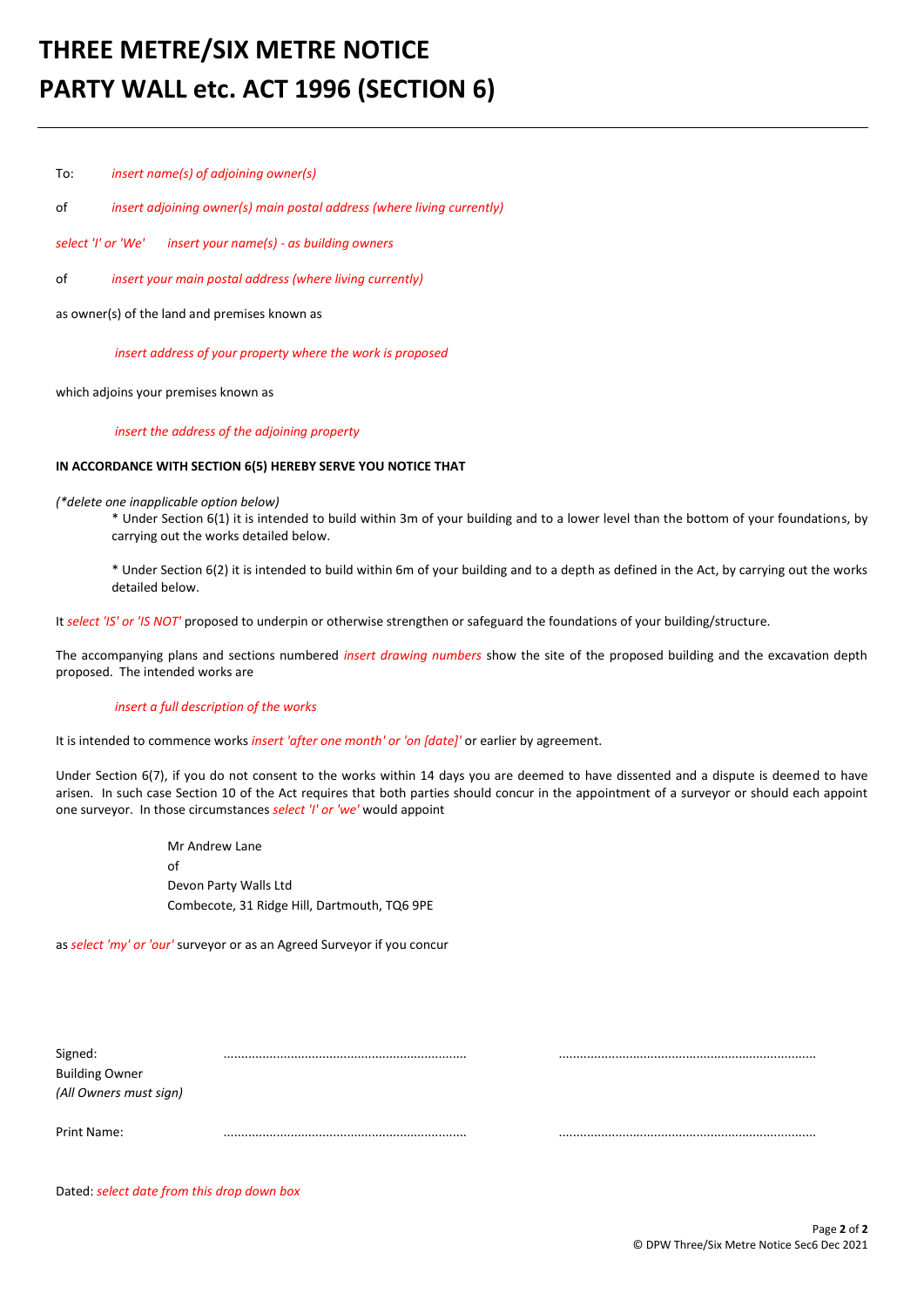# THREE METRE/SIX METRE NOTICE
# PARTY WALL etc. ACT 1996 (SECTION 6)

---

To: *insert name(s) of adjoining owner(s)*

of *insert adjoining owner(s) main postal address (where living currently)*

*select 'I' or 'We'* *insert your name(s) - as building owners*

of *insert your main postal address (where living currently)*

as owner(s) of the land and premises known as

*insert address of your property where the work is proposed*

which adjoins your premises known as

*insert the address of the adjoining property*

**IN ACCORDANCE WITH SECTION 6(5) HEREBY SERVE YOU NOTICE THAT**

*(*delete one inapplicable option below)*

* Under Section 6(1) it is intended to build within 3m of your building and to a lower level than the bottom of your foundations, by carrying out the works detailed below.

* Under Section 6(2) it is intended to build within 6m of your building and to a depth as defined in the Act, by carrying out the works detailed below.

It *select 'IS' or 'IS NOT'* proposed to underpin or otherwise strengthen or safeguard the foundations of your building/structure.

The accompanying plans and sections numbered *insert drawing numbers* show the site of the proposed building and the excavation depth proposed. The intended works are

*insert a full description of the works*

It is intended to commence works *insert 'after one month' or 'on [date]'* or earlier by agreement.

Under Section 6(7), if you do not consent to the works within 14 days you are deemed to have dissented and a dispute is deemed to have arisen. In such case Section 10 of the Act requires that both parties should concur in the appointment of a surveyor or should each appoint one surveyor. In those circumstances *select 'I' or 'we'* would appoint

Mr Andrew Lane
of
Devon Party Walls Ltd
Combecote, 31 Ridge Hill, Dartmouth, TQ6 9PE

as *select 'my' or 'our'* surveyor or as an Agreed Surveyor if you concur

| | | |
|---|---|---|
| Signed:<br>Building Owner<br>*(All Owners must sign)* | ..................................................................... | ..................................................................... |
| Print Name: | ..................................................................... | ..................................................................... |

Dated: *select date from this drop down box*

© DPW Three/Six Metre Notice Sec6 Dec 2021